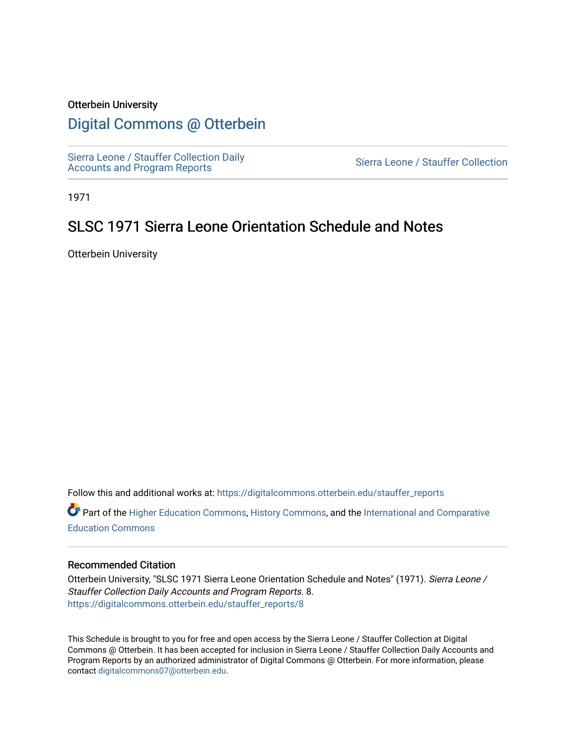Otterbein University

# Digital Commons @ Otterbein

Sierra Leone / Stauffer Collection Daily Accounts and Program Reports

Sierra Leone / Stauffer Collection

1971

## SLSC 1971 Sierra Leone Orientation Schedule and Notes

Otterbein University

Follow this and additional works at: https://digitalcommons.otterbein.edu/stauffer_reports

Part of the Higher Education Commons, History Commons, and the International and Comparative Education Commons

### Recommended Citation

Otterbein University, "SLSC 1971 Sierra Leone Orientation Schedule and Notes" (1971). *Sierra Leone / Stauffer Collection Daily Accounts and Program Reports*. 8.
https://digitalcommons.otterbein.edu/stauffer_reports/8

This Schedule is brought to you for free and open access by the Sierra Leone / Stauffer Collection at Digital Commons @ Otterbein. It has been accepted for inclusion in Sierra Leone / Stauffer Collection Daily Accounts and Program Reports by an authorized administrator of Digital Commons @ Otterbein. For more information, please contact digitalcommons07@otterbein.edu.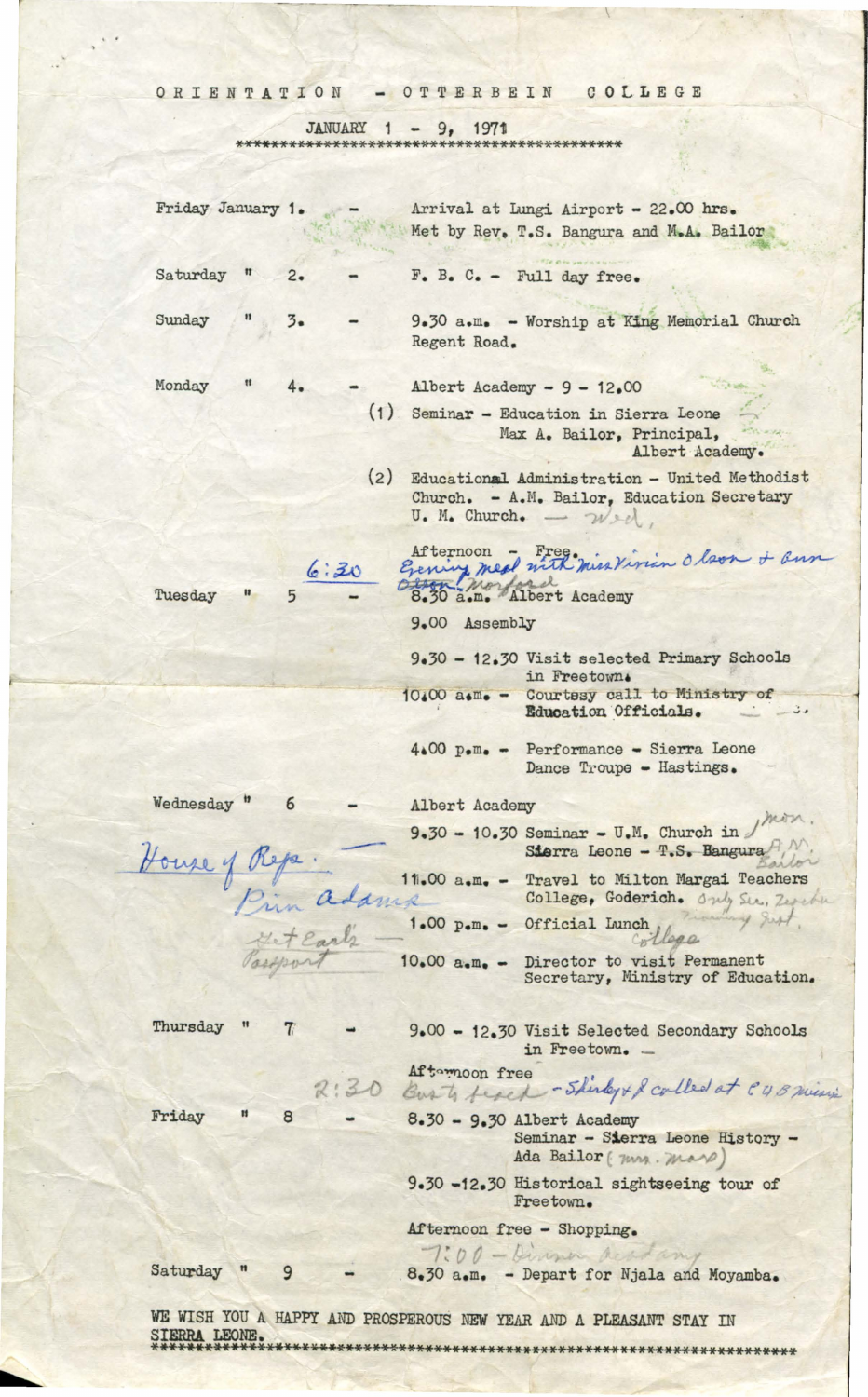# ORIENTATION - OTTERBEIN COLLEGE

## JANUARY 1 - 9, 1971

*******************************************

**Friday January 1.** - Arrival at Lungi Airport - 22.00 hrs. Met by Rev. T.S. Bangura and M.A. Bailor

**Saturday " 2.** - F. B. C. - Full day free.

**Sunday " 3.** - 9.30 a.m. - Worship at King Memorial Church Regent Road.

**Monday " 4.** - Albert Academy - 9 - 12.00

(1) Seminar - Education in Sierra Leone
Max A. Bailor, Principal, Albert Academy.

(2) Educational Administration - United Methodist Church. - A.M. Bailor, Education Secretary U. M. Church. — Wed.

Afternoon - Free.

6:30 Evening meal with Miss Vivian Olson + Ann Olson Morford

**Tuesday " 5** - 8.30 a.m. Albert Academy

9.00 Assembly

9.30 - 12.30 Visit selected Primary Schools in Freetown.

10.00 a.m. - Courtesy call to Ministry of Education Officials.

4.00 p.m. - Performance - Sierra Leone Dance Troupe - Hastings.

**Wednesday " 6** - Albert Academy

9.30 - 10.30 Seminar - U.M. Church in Sierra Leone - ~~T.S. Bangura~~ A.M. Bailor Mon.

House of Reps. — Prin adams

11.00 a.m. - Travel to Milton Margai Teachers College, Goderich. Only Sec. Teacher Training Inst.

1.00 p.m. - Official Lunch College

Get Early Passport —

10.00 a.m. - Director to visit Permanent Secretary, Ministry of Education.

**Thursday " 7** - 9.00 - 12.30 Visit Selected Secondary Schools in Freetown.

Afternoon free

2:30 Bush Teach - Shirley + I called at EUB mission

**Friday " 8** - 8.30 - 9.30 Albert Academy
Seminar - Sierra Leone History - Ada Bailor (Mrs. Max)

9.30 -12.30 Historical sightseeing tour of Freetown.

Afternoon free - Shopping.

7:00 - Dinner Academy

**Saturday " 9** - 8.30 a.m. - Depart for Njala and Moyamba.

WE WISH YOU A HAPPY AND PROSPEROUS NEW YEAR AND A PLEASANT STAY IN SIERRA LEONE.

*******************************************************************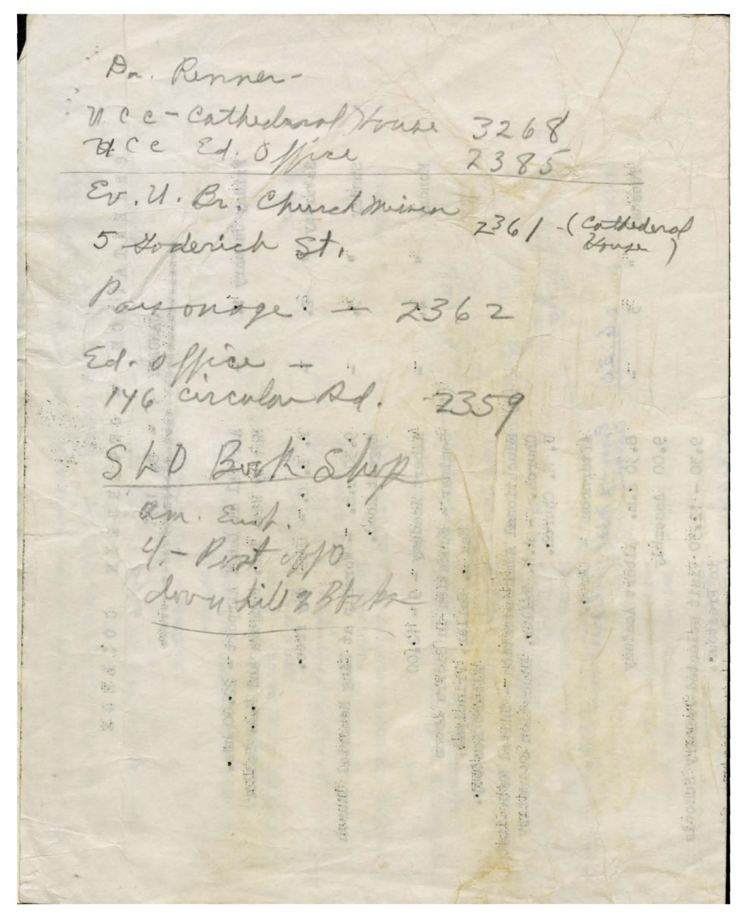Dr. Renner -

U.C.C. - Cathedral House 3268
U.C.C. Ed. Office 2385

---

Ev. U. Br. Church Mission 2361 - (Cathedral House)
5 Goderich St.

Parsonage - 2362

Ed. Office -
146 Circular Rd. - 2359

SLD Book Shop

---

Am. Emb.
4. - Post Office
down till 2 Blocks

---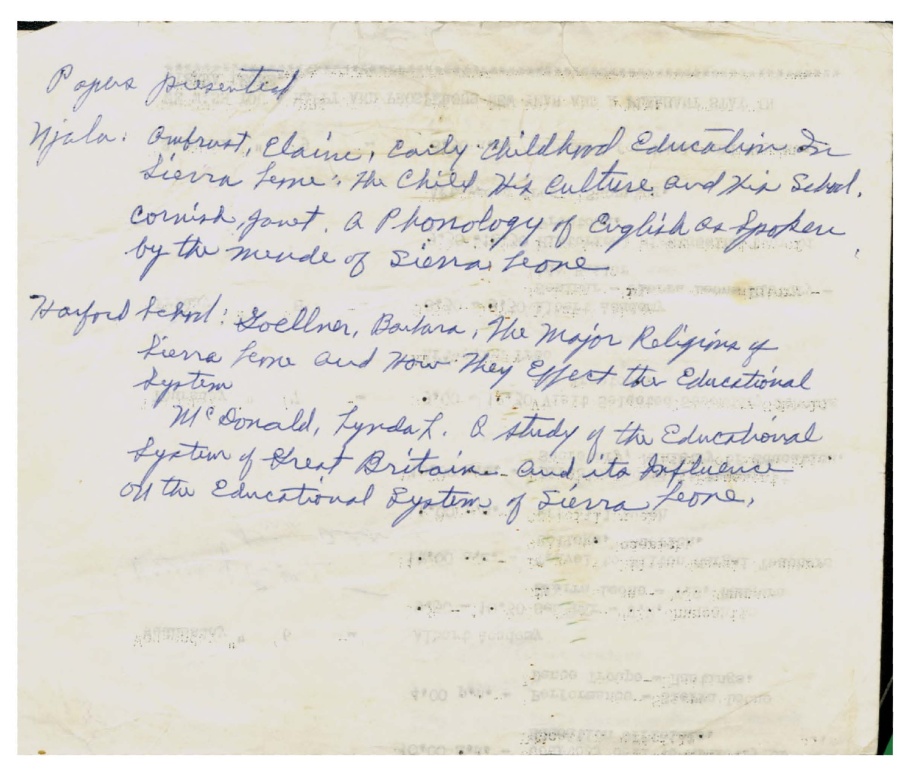Papers presented

Njala: Omfrost, Elaine, Early Childhood Education in Sierra Leone: The Child His Culture and his School.

Cornish, Janet. A Phonology of English as Spoken by the Mende of Sierra Leone

Harford School: Goellner, Barbara, The Major Religions of Sierra Leone and How They Effect the Educational System

McDonald, Lynda L. A Study of the Educational System of Great Britain and its Influence on the Educational System of Sierra Leone.